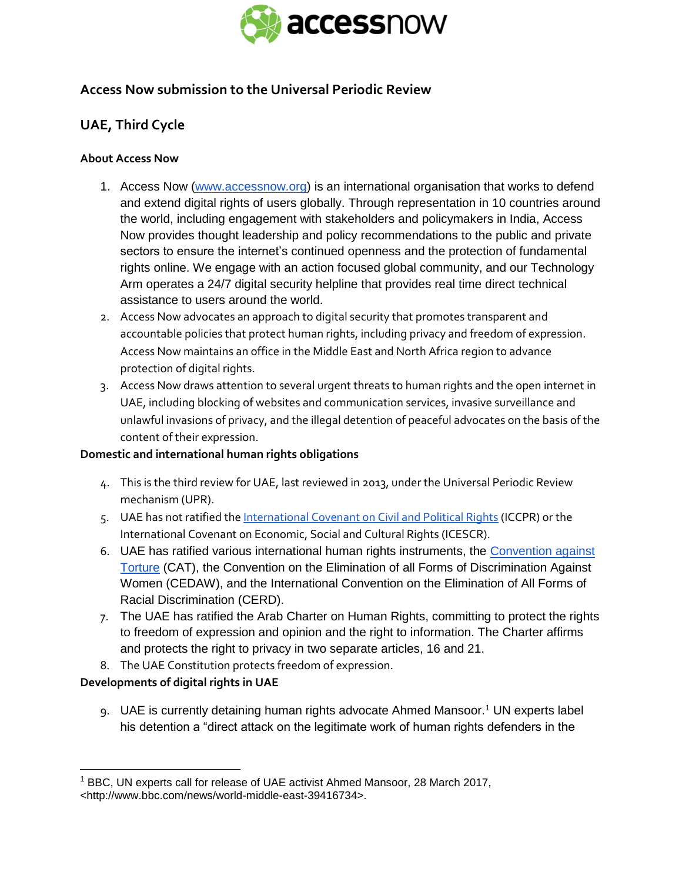# Access Now submission to the Universal Periodic Review

## UAE, Third Cycle

### About Access Now

1. Access Now ([www.accessnow.org](http://www.accessnow.org)) is an international organisation that works to defend and extend digital rights of users globally. Through representation in 10 countries around the world, including engagement with stakeholders and policymakers in India, Access Now provides thought leadership and policy recommendations to the public and private sectors to ensure the internet's continued openness and the protection of fundamental rights online. We engage with an action focused global community, and our Technology Arm operates a 24/7 digital security helpline that provides real time direct technical assistance to users around the world.
2. Access Now advocates an approach to digital security that promotes transparent and accountable policies that protect human rights, including privacy and freedom of expression. Access Now maintains an office in the Middle East and North Africa region to advance protection of digital rights.
3. Access Now draws attention to several urgent threats to human rights and the open internet in UAE, including blocking of websites and communication services, invasive surveillance and unlawful invasions of privacy, and the illegal detention of peaceful advocates on the basis of the content of their expression.

### Domestic and international human rights obligations

4. This is the third review for UAE, last reviewed in 2013, under the Universal Periodic Review mechanism (UPR).
5. UAE has not ratified the International Covenant on Civil and Political Rights (ICCPR) or the International Covenant on Economic, Social and Cultural Rights (ICESCR).
6. UAE has ratified various international human rights instruments, the Convention against Torture (CAT), the Convention on the Elimination of all Forms of Discrimination Against Women (CEDAW), and the International Convention on the Elimination of All Forms of Racial Discrimination (CERD).
7. The UAE has ratified the Arab Charter on Human Rights, committing to protect the rights to freedom of expression and opinion and the right to information. The Charter affirms and protects the right to privacy in two separate articles, 16 and 21.
8. The UAE Constitution protects freedom of expression.

### Developments of digital rights in UAE

9. UAE is currently detaining human rights advocate Ahmed Mansoor.[1] UN experts label his detention a "direct attack on the legitimate work of human rights defenders in the

---

[1] BBC, UN experts call for release of UAE activist Ahmed Mansoor, 28 March 2017, <http://www.bbc.com/news/world-middle-east-39416734>.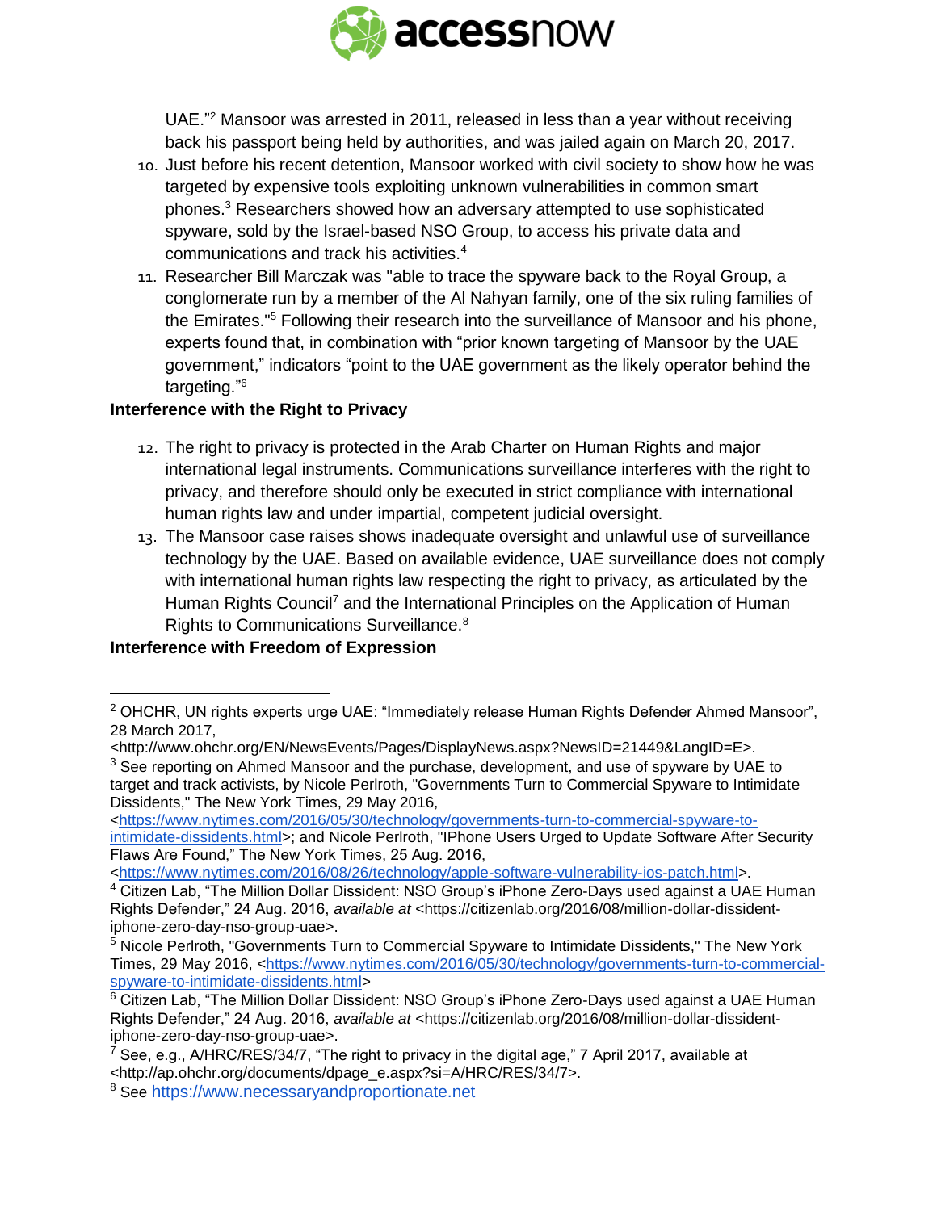UAE."[2] Mansoor was arrested in 2011, released in less than a year without receiving back his passport being held by authorities, and was jailed again on March 20, 2017.

10. Just before his recent detention, Mansoor worked with civil society to show how he was targeted by expensive tools exploiting unknown vulnerabilities in common smart phones.[3] Researchers showed how an adversary attempted to use sophisticated spyware, sold by the Israel-based NSO Group, to access his private data and communications and track his activities.[4]
11. Researcher Bill Marczak was "able to trace the spyware back to the Royal Group, a conglomerate run by a member of the Al Nahyan family, one of the six ruling families of the Emirates."[5] Following their research into the surveillance of Mansoor and his phone, experts found that, in combination with "prior known targeting of Mansoor by the UAE government," indicators "point to the UAE government as the likely operator behind the targeting."[6]

**Interference with the Right to Privacy**

12. The right to privacy is protected in the Arab Charter on Human Rights and major international legal instruments. Communications surveillance interferes with the right to privacy, and therefore should only be executed in strict compliance with international human rights law and under impartial, competent judicial oversight.
13. The Mansoor case raises shows inadequate oversight and unlawful use of surveillance technology by the UAE. Based on available evidence, UAE surveillance does not comply with international human rights law respecting the right to privacy, as articulated by the Human Rights Council[7] and the International Principles on the Application of Human Rights to Communications Surveillance.[8]

**Interference with Freedom of Expression**

---

[2] OHCHR, UN rights experts urge UAE: "Immediately release Human Rights Defender Ahmed Mansoor", 28 March 2017, <http://www.ohchr.org/EN/NewsEvents/Pages/DisplayNews.aspx?NewsID=21449&LangID=E>.

[3] See reporting on Ahmed Mansoor and the purchase, development, and use of spyware by UAE to target and track activists, by Nicole Perlroth, "Governments Turn to Commercial Spyware to Intimidate Dissidents," The New York Times, 29 May 2016, <https://www.nytimes.com/2016/05/30/technology/governments-turn-to-commercial-spyware-to-intimidate-dissidents.html>; and Nicole Perlroth, "IPhone Users Urged to Update Software After Security Flaws Are Found," The New York Times, 25 Aug. 2016, <https://www.nytimes.com/2016/08/26/technology/apple-software-vulnerability-ios-patch.html>.

[4] Citizen Lab, "The Million Dollar Dissident: NSO Group's iPhone Zero-Days used against a UAE Human Rights Defender," 24 Aug. 2016, *available at* <https://citizenlab.org/2016/08/million-dollar-dissident-iphone-zero-day-nso-group-uae>.

[5] Nicole Perlroth, "Governments Turn to Commercial Spyware to Intimidate Dissidents," The New York Times, 29 May 2016, <https://www.nytimes.com/2016/05/30/technology/governments-turn-to-commercial-spyware-to-intimidate-dissidents.html>

[6] Citizen Lab, "The Million Dollar Dissident: NSO Group's iPhone Zero-Days used against a UAE Human Rights Defender," 24 Aug. 2016, *available at* <https://citizenlab.org/2016/08/million-dollar-dissident-iphone-zero-day-nso-group-uae>.

[7] See, e.g., A/HRC/RES/34/7, "The right to privacy in the digital age," 7 April 2017, available at <http://ap.ohchr.org/documents/dpage_e.aspx?si=A/HRC/RES/34/7>.

[8] See https://www.necessaryandproportionate.net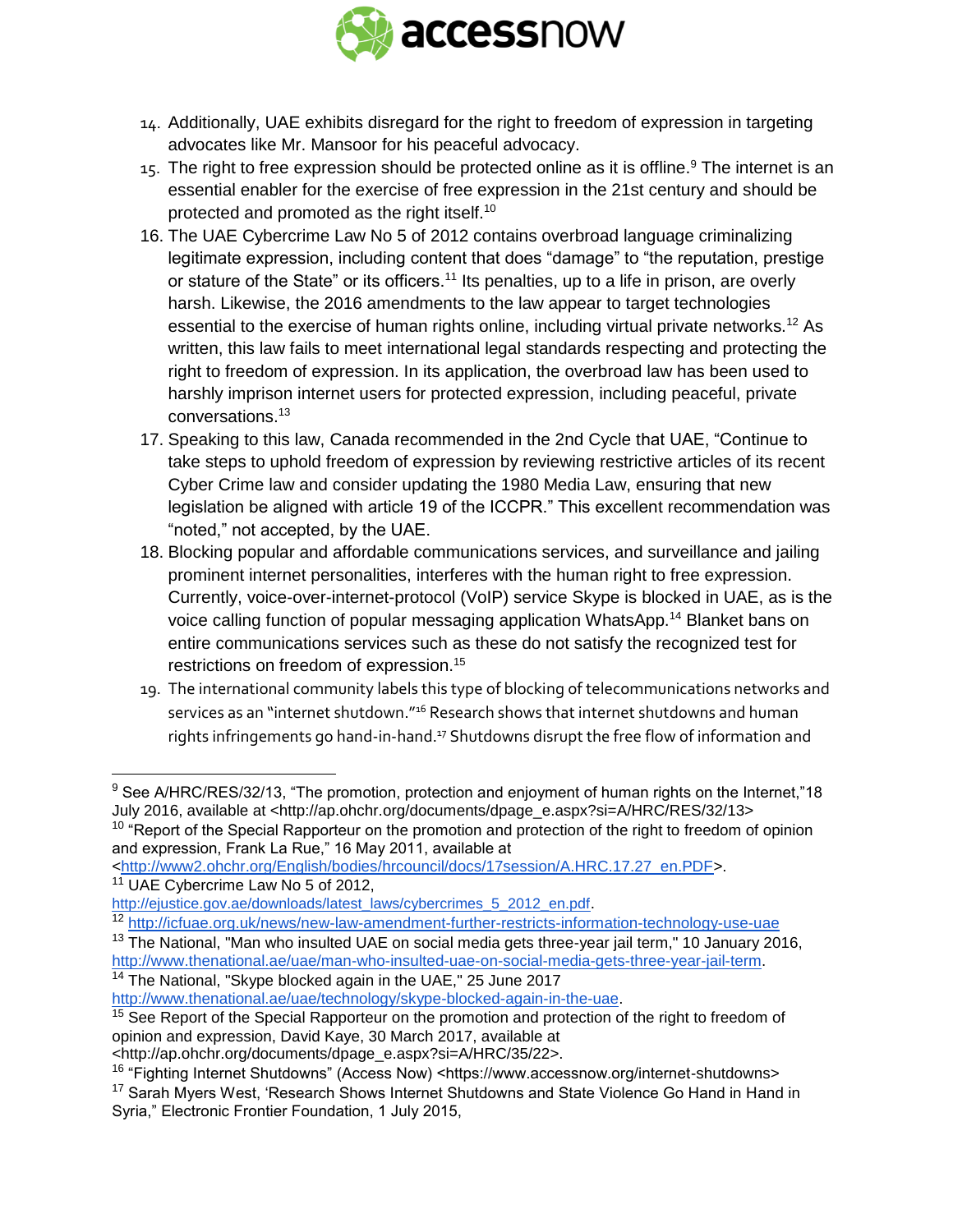14. Additionally, UAE exhibits disregard for the right to freedom of expression in targeting advocates like Mr. Mansoor for his peaceful advocacy.
15. The right to free expression should be protected online as it is offline.[9] The internet is an essential enabler for the exercise of free expression in the 21st century and should be protected and promoted as the right itself.[10]
16. The UAE Cybercrime Law No 5 of 2012 contains overbroad language criminalizing legitimate expression, including content that does "damage" to "the reputation, prestige or stature of the State" or its officers.[11] Its penalties, up to a life in prison, are overly harsh. Likewise, the 2016 amendments to the law appear to target technologies essential to the exercise of human rights online, including virtual private networks.[12] As written, this law fails to meet international legal standards respecting and protecting the right to freedom of expression. In its application, the overbroad law has been used to harshly imprison internet users for protected expression, including peaceful, private conversations.[13]
17. Speaking to this law, Canada recommended in the 2nd Cycle that UAE, "Continue to take steps to uphold freedom of expression by reviewing restrictive articles of its recent Cyber Crime law and consider updating the 1980 Media Law, ensuring that new legislation be aligned with article 19 of the ICCPR." This excellent recommendation was "noted," not accepted, by the UAE.
18. Blocking popular and affordable communications services, and surveillance and jailing prominent internet personalities, interferes with the human right to free expression. Currently, voice-over-internet-protocol (VoIP) service Skype is blocked in UAE, as is the voice calling function of popular messaging application WhatsApp.[14] Blanket bans on entire communications services such as these do not satisfy the recognized test for restrictions on freedom of expression.[15]
19. The international community labels this type of blocking of telecommunications networks and services as an "internet shutdown."[16] Research shows that internet shutdowns and human rights infringements go hand-in-hand.[17] Shutdowns disrupt the free flow of information and

---

[9] See A/HRC/RES/32/13, "The promotion, protection and enjoyment of human rights on the Internet,"18 July 2016, available at <http://ap.ohchr.org/documents/dpage_e.aspx?si=A/HRC/RES/32/13>

[10] "Report of the Special Rapporteur on the promotion and protection of the right to freedom of opinion and expression, Frank La Rue," 16 May 2011, available at <http://www2.ohchr.org/English/bodies/hrcouncil/docs/17session/A.HRC.17.27_en.PDF>.

[11] UAE Cybercrime Law No 5 of 2012, http://ejustice.gov.ae/downloads/latest_laws/cybercrimes_5_2012_en.pdf.

[12] http://icfuae.org.uk/news/new-law-amendment-further-restricts-information-technology-use-uae

[13] The National, "Man who insulted UAE on social media gets three-year jail term," 10 January 2016, http://www.thenational.ae/uae/man-who-insulted-uae-on-social-media-gets-three-year-jail-term.

[14] The National, "Skype blocked again in the UAE," 25 June 2017 http://www.thenational.ae/uae/technology/skype-blocked-again-in-the-uae.

[15] See Report of the Special Rapporteur on the promotion and protection of the right to freedom of opinion and expression, David Kaye, 30 March 2017, available at <http://ap.ohchr.org/documents/dpage_e.aspx?si=A/HRC/35/22>.

[16] "Fighting Internet Shutdowns" (Access Now) <https://www.accessnow.org/internet-shutdowns>

[17] Sarah Myers West, 'Research Shows Internet Shutdowns and State Violence Go Hand in Hand in Syria," Electronic Frontier Foundation, 1 July 2015,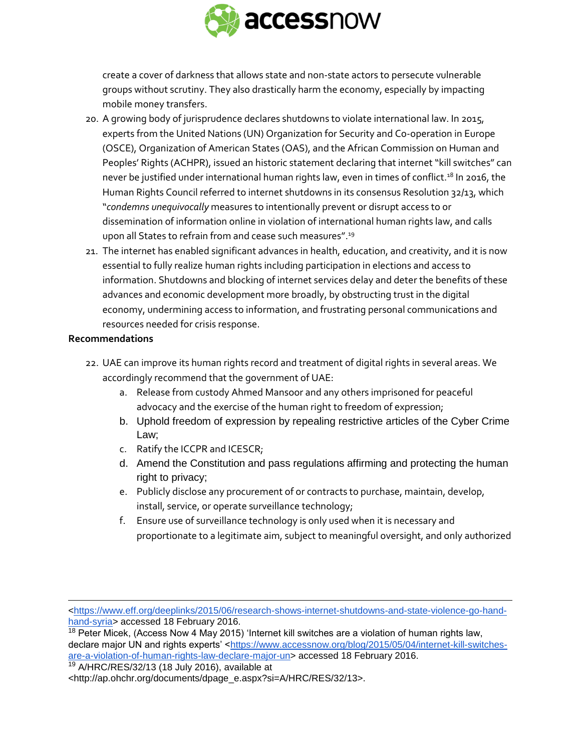create a cover of darkness that allows state and non-state actors to persecute vulnerable groups without scrutiny. They also drastically harm the economy, especially by impacting mobile money transfers.

20. A growing body of jurisprudence declares shutdowns to violate international law. In 2015, experts from the United Nations (UN) Organization for Security and Co-operation in Europe (OSCE), Organization of American States (OAS), and the African Commission on Human and Peoples' Rights (ACHPR), issued an historic statement declaring that internet "kill switches" can never be justified under international human rights law, even in times of conflict.[18] In 2016, the Human Rights Council referred to internet shutdowns in its consensus Resolution 32/13, which "*condemns unequivocally* measures to intentionally prevent or disrupt access to or dissemination of information online in violation of international human rights law, and calls upon all States to refrain from and cease such measures".[19]

21. The internet has enabled significant advances in health, education, and creativity, and it is now essential to fully realize human rights including participation in elections and access to information. Shutdowns and blocking of internet services delay and deter the benefits of these advances and economic development more broadly, by obstructing trust in the digital economy, undermining access to information, and frustrating personal communications and resources needed for crisis response.

**Recommendations**

22. UAE can improve its human rights record and treatment of digital rights in several areas. We accordingly recommend that the government of UAE:
    a. Release from custody Ahmed Mansoor and any others imprisoned for peaceful advocacy and the exercise of the human right to freedom of expression;
    b. Uphold freedom of expression by repealing restrictive articles of the Cyber Crime Law;
    c. Ratify the ICCPR and ICESCR;
    d. Amend the Constitution and pass regulations affirming and protecting the human right to privacy;
    e. Publicly disclose any procurement of or contracts to purchase, maintain, develop, install, service, or operate surveillance technology;
    f. Ensure use of surveillance technology is only used when it is necessary and proportionate to a legitimate aim, subject to meaningful oversight, and only authorized

---

<https://www.eff.org/deeplinks/2015/06/research-shows-internet-shutdowns-and-state-violence-go-hand-hand-syria> accessed 18 February 2016.

[18] Peter Micek, (Access Now 4 May 2015) 'Internet kill switches are a violation of human rights law, declare major UN and rights experts' <https://www.accessnow.org/blog/2015/05/04/internet-kill-switches-are-a-violation-of-human-rights-law-declare-major-un> accessed 18 February 2016.

[19] A/HRC/RES/32/13 (18 July 2016), available at <http://ap.ohchr.org/documents/dpage_e.aspx?si=A/HRC/RES/32/13>.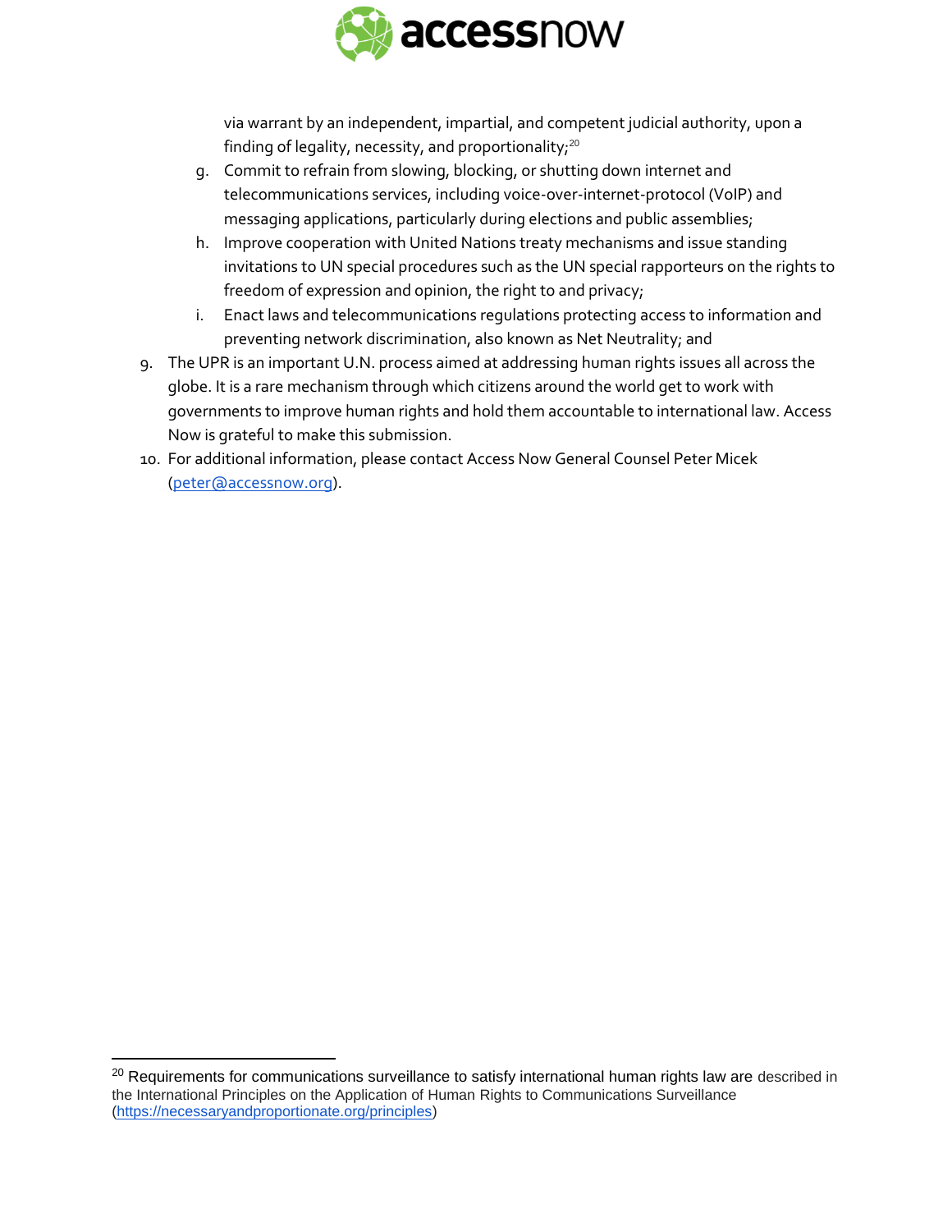via warrant by an independent, impartial, and competent judicial authority, upon a finding of legality, necessity, and proportionality;[20]

g. Commit to refrain from slowing, blocking, or shutting down internet and telecommunications services, including voice-over-internet-protocol (VoIP) and messaging applications, particularly during elections and public assemblies;
h. Improve cooperation with United Nations treaty mechanisms and issue standing invitations to UN special procedures such as the UN special rapporteurs on the rights to freedom of expression and opinion, the right to and privacy;
i. Enact laws and telecommunications regulations protecting access to information and preventing network discrimination, also known as Net Neutrality; and

9. The UPR is an important U.N. process aimed at addressing human rights issues all across the globe. It is a rare mechanism through which citizens around the world get to work with governments to improve human rights and hold them accountable to international law. Access Now is grateful to make this submission.
10. For additional information, please contact Access Now General Counsel Peter Micek (peter@accessnow.org).

---

[20] Requirements for communications surveillance to satisfy international human rights law are described in the International Principles on the Application of Human Rights to Communications Surveillance (https://necessaryandproportionate.org/principles)